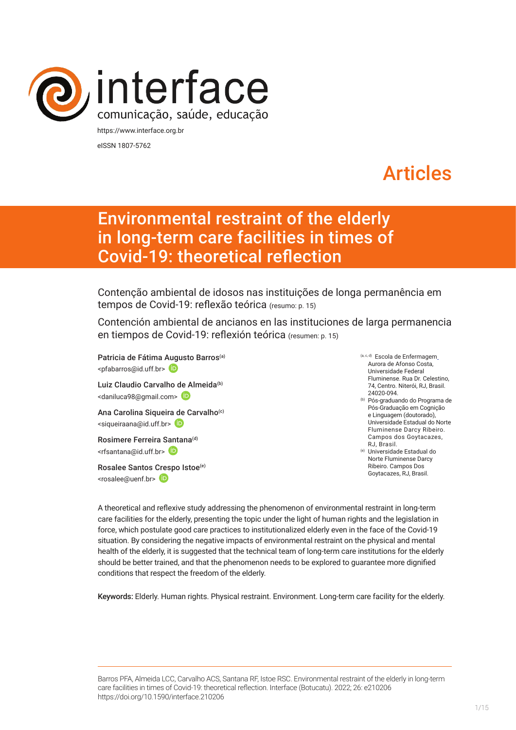interface
comunicação, saúde, educação

https://www.interface.org.br

eISSN 1807-5762

Articles

# Environmental restraint of the elderly in long-term care facilities in times of Covid-19: theoretical reflection

Contenção ambiental de idosos nas instituições de longa permanência em tempos de Covid-19: reflexão teórica (resumo: p. 15)

Contención ambiental de ancianos en las instituciones de larga permanencia en tiempos de Covid-19: reflexión teórica (resumen: p. 15)

Patricia de Fátima Augusto Barros[a]
<pfabarros@id.uff.br>

Luiz Claudio Carvalho de Almeida[b]
<daniluca98@gmail.com>

Ana Carolina Siqueira de Carvalho[c]
<siqueiraana@id.uff.br>

Rosimere Ferreira Santana[d]
<rfsantana@id.uff.br>

Rosalee Santos Crespo Istoe[e]
<rosalee@uenf.br>

[a, c, d] Escola de Enfermagem Aurora de Afonso Costa, Universidade Federal Fluminense. Rua Dr. Celestino, 74, Centro. Niterói, RJ, Brasil. 24020-094.

[b] Pós-graduando do Programa de Pós-Graduação em Cognição e Linguagem (doutorado), Universidade Estadual do Norte Fluminense Darcy Ribeiro. Campos dos Goytacazes, RJ, Brasil.

[e] Universidade Estadual do Norte Fluminense Darcy Ribeiro. Campos Dos Goytacazes, RJ, Brasil.

A theoretical and reflexive study addressing the phenomenon of environmental restraint in long-term care facilities for the elderly, presenting the topic under the light of human rights and the legislation in force, which postulate good care practices to institutionalized elderly even in the face of the Covid-19 situation. By considering the negative impacts of environmental restraint on the physical and mental health of the elderly, it is suggested that the technical team of long-term care institutions for the elderly should be better trained, and that the phenomenon needs to be explored to guarantee more dignified conditions that respect the freedom of the elderly.

**Keywords:** Elderly. Human rights. Physical restraint. Environment. Long-term care facility for the elderly.

Barros PFA, Almeida LCC, Carvalho ACS, Santana RF, Istoe RSC. Environmental restraint of the elderly in long-term care facilities in times of Covid-19: theoretical reflection. Interface (Botucatu). 2022; 26: e210206
https://doi.org/10.1590/interface.210206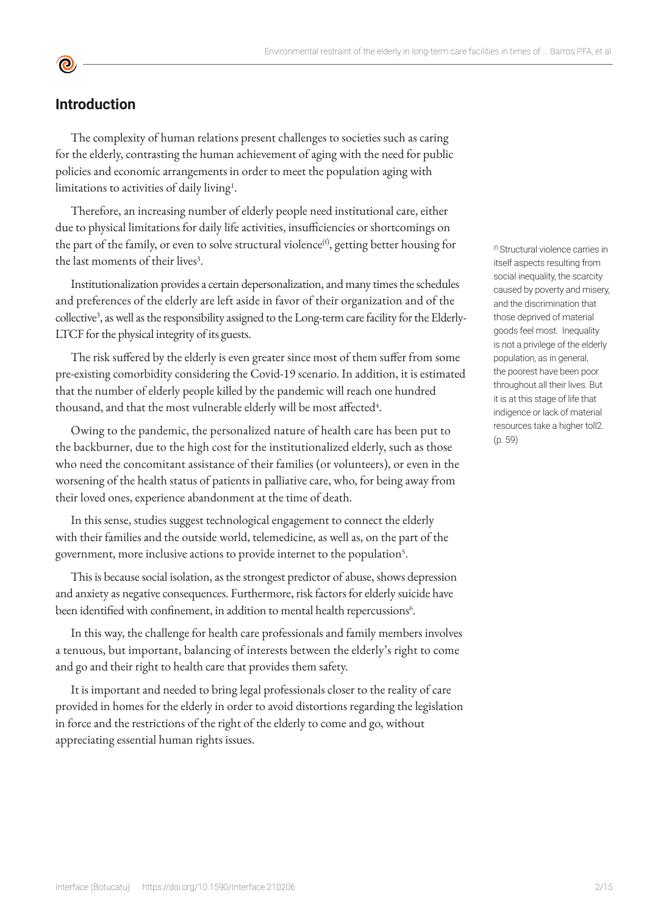## Introduction

The complexity of human relations present challenges to societies such as caring for the elderly, contrasting the human achievement of aging with the need for public policies and economic arrangements in order to meet the population aging with limitations to activities of daily living[1].

Therefore, an increasing number of elderly people need institutional care, either due to physical limitations for daily life activities, insufficiencies or shortcomings on the part of the family, or even to solve structural violence[(f)], getting better housing for the last moments of their lives[3].

Institutionalization provides a certain depersonalization, and many times the schedules and preferences of the elderly are left aside in favor of their organization and of the collective[3], as well as the responsibility assigned to the Long-term care facility for the Elderly-LTCF for the physical integrity of its guests.

The risk suffered by the elderly is even greater since most of them suffer from some pre-existing comorbidity considering the Covid-19 scenario. In addition, it is estimated that the number of elderly people killed by the pandemic will reach one hundred thousand, and that the most vulnerable elderly will be most affected[4].

Owing to the pandemic, the personalized nature of health care has been put to the backburner, due to the high cost for the institutionalized elderly, such as those who need the concomitant assistance of their families (or volunteers), or even in the worsening of the health status of patients in palliative care, who, for being away from their loved ones, experience abandonment at the time of death.

In this sense, studies suggest technological engagement to connect the elderly with their families and the outside world, telemedicine, as well as, on the part of the government, more inclusive actions to provide internet to the population[5].

This is because social isolation, as the strongest predictor of abuse, shows depression and anxiety as negative consequences. Furthermore, risk factors for elderly suicide have been identified with confinement, in addition to mental health repercussions[6].

In this way, the challenge for health care professionals and family members involves a tenuous, but important, balancing of interests between the elderly's right to come and go and their right to health care that provides them safety.

It is important and needed to bring legal professionals closer to the reality of care provided in homes for the elderly in order to avoid distortions regarding the legislation in force and the restrictions of the right of the elderly to come and go, without appreciating essential human rights issues.

[(f)] Structural violence carries in itself aspects resulting from social inequality, the scarcity caused by poverty and misery, and the discrimination that those deprived of material goods feel most. Inequality is not a privilege of the elderly population, as in general, the poorest have been poor throughout all their lives. But it is at this stage of life that indigence or lack of material resources take a higher toll2. (p. 59)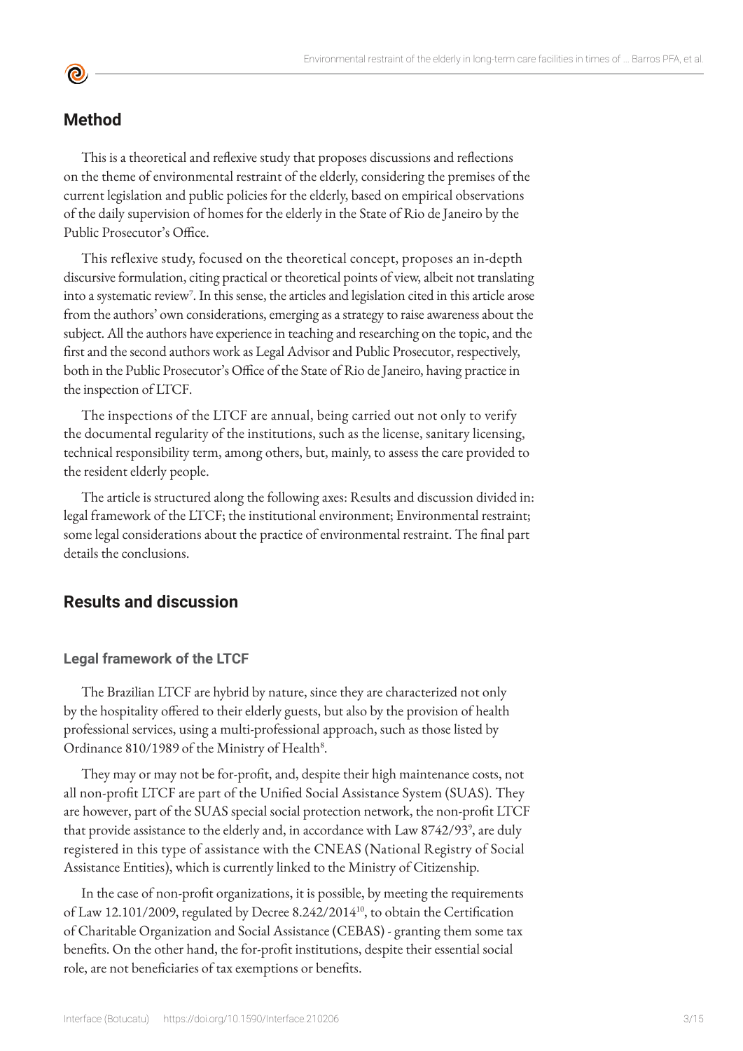## Method

This is a theoretical and reflexive study that proposes discussions and reflections on the theme of environmental restraint of the elderly, considering the premises of the current legislation and public policies for the elderly, based on empirical observations of the daily supervision of homes for the elderly in the State of Rio de Janeiro by the Public Prosecutor's Office.

This reflexive study, focused on the theoretical concept, proposes an in-depth discursive formulation, citing practical or theoretical points of view, albeit not translating into a systematic review[7]. In this sense, the articles and legislation cited in this article arose from the authors' own considerations, emerging as a strategy to raise awareness about the subject. All the authors have experience in teaching and researching on the topic, and the first and the second authors work as Legal Advisor and Public Prosecutor, respectively, both in the Public Prosecutor's Office of the State of Rio de Janeiro, having practice in the inspection of LTCF.

The inspections of the LTCF are annual, being carried out not only to verify the documental regularity of the institutions, such as the license, sanitary licensing, technical responsibility term, among others, but, mainly, to assess the care provided to the resident elderly people.

The article is structured along the following axes: Results and discussion divided in: legal framework of the LTCF; the institutional environment; Environmental restraint; some legal considerations about the practice of environmental restraint. The final part details the conclusions.

## Results and discussion

### Legal framework of the LTCF

The Brazilian LTCF are hybrid by nature, since they are characterized not only by the hospitality offered to their elderly guests, but also by the provision of health professional services, using a multi-professional approach, such as those listed by Ordinance 810/1989 of the Ministry of Health[8].

They may or may not be for-profit, and, despite their high maintenance costs, not all non-profit LTCF are part of the Unified Social Assistance System (SUAS). They are however, part of the SUAS special social protection network, the non-profit LTCF that provide assistance to the elderly and, in accordance with Law 8742/93[9], are duly registered in this type of assistance with the CNEAS (National Registry of Social Assistance Entities), which is currently linked to the Ministry of Citizenship.

In the case of non-profit organizations, it is possible, by meeting the requirements of Law 12.101/2009, regulated by Decree 8.242/2014[10], to obtain the Certification of Charitable Organization and Social Assistance (CEBAS) - granting them some tax benefits. On the other hand, the for-profit institutions, despite their essential social role, are not beneficiaries of tax exemptions or benefits.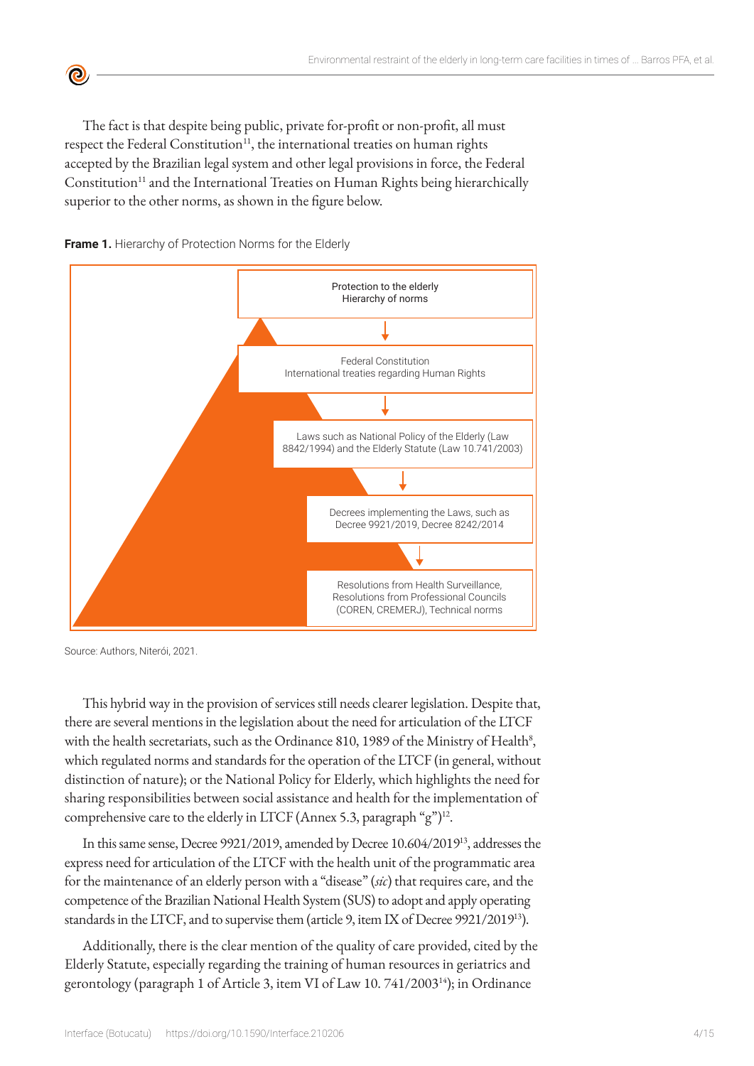The fact is that despite being public, private for-profit or non-profit, all must respect the Federal Constitution[11], the international treaties on human rights accepted by the Brazilian legal system and other legal provisions in force, the Federal Constitution[11] and the International Treaties on Human Rights being hierarchically superior to the other norms, as shown in the figure below.

**Frame 1.** Hierarchy of Protection Norms for the Elderly

Protection to the elderly
Hierarchy of norms

↓

Federal Constitution
International treaties regarding Human Rights

↓

Laws such as National Policy of the Elderly (Law 8842/1994) and the Elderly Statute (Law 10.741/2003)

↓

Decrees implementing the Laws, such as Decree 9921/2019, Decree 8242/2014

↓

Resolutions from Health Surveillance, Resolutions from Professional Councils (COREN, CREMERJ), Technical norms

Source: Authors, Niterói, 2021.

This hybrid way in the provision of services still needs clearer legislation. Despite that, there are several mentions in the legislation about the need for articulation of the LTCF with the health secretariats, such as the Ordinance 810, 1989 of the Ministry of Health[8], which regulated norms and standards for the operation of the LTCF (in general, without distinction of nature); or the National Policy for Elderly, which highlights the need for sharing responsibilities between social assistance and health for the implementation of comprehensive care to the elderly in LTCF (Annex 5.3, paragraph "g")[12].

In this same sense, Decree 9921/2019, amended by Decree 10.604/2019[13], addresses the express need for articulation of the LTCF with the health unit of the programmatic area for the maintenance of an elderly person with a "disease" (*sic*) that requires care, and the competence of the Brazilian National Health System (SUS) to adopt and apply operating standards in the LTCF, and to supervise them (article 9, item IX of Decree 9921/2019[13]).

Additionally, there is the clear mention of the quality of care provided, cited by the Elderly Statute, especially regarding the training of human resources in geriatrics and gerontology (paragraph 1 of Article 3, item VI of Law 10. 741/2003[14]); in Ordinance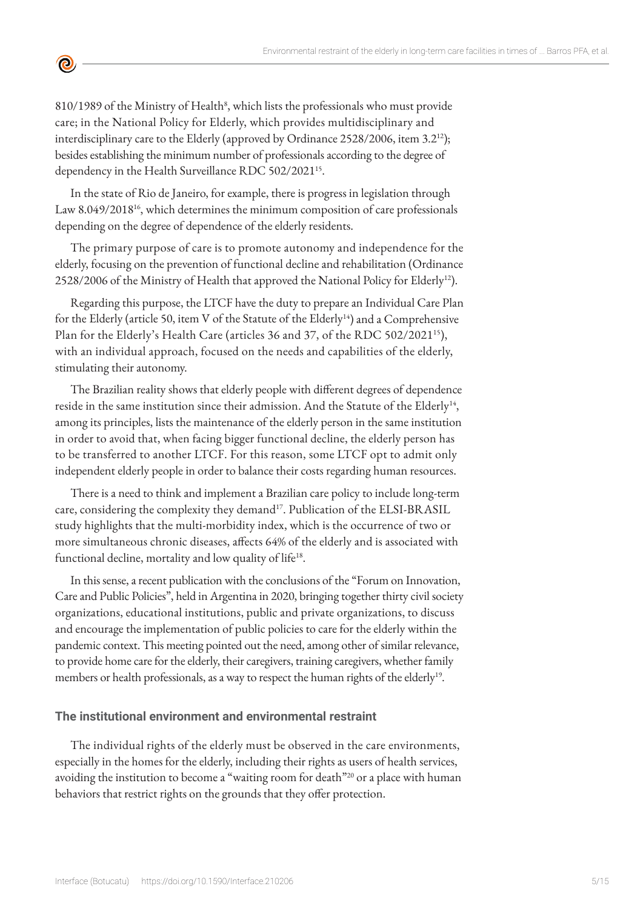810/1989 of the Ministry of Health[8], which lists the professionals who must provide care; in the National Policy for Elderly, which provides multidisciplinary and interdisciplinary care to the Elderly (approved by Ordinance 2528/2006, item 3.2[12]); besides establishing the minimum number of professionals according to the degree of dependency in the Health Surveillance RDC 502/2021[15].

In the state of Rio de Janeiro, for example, there is progress in legislation through Law 8.049/2018[16], which determines the minimum composition of care professionals depending on the degree of dependence of the elderly residents.

The primary purpose of care is to promote autonomy and independence for the elderly, focusing on the prevention of functional decline and rehabilitation (Ordinance 2528/2006 of the Ministry of Health that approved the National Policy for Elderly[12]).

Regarding this purpose, the LTCF have the duty to prepare an Individual Care Plan for the Elderly (article 50, item V of the Statute of the Elderly[14]) and a Comprehensive Plan for the Elderly's Health Care (articles 36 and 37, of the RDC 502/2021[15]), with an individual approach, focused on the needs and capabilities of the elderly, stimulating their autonomy.

The Brazilian reality shows that elderly people with different degrees of dependence reside in the same institution since their admission. And the Statute of the Elderly[14], among its principles, lists the maintenance of the elderly person in the same institution in order to avoid that, when facing bigger functional decline, the elderly person has to be transferred to another LTCF. For this reason, some LTCF opt to admit only independent elderly people in order to balance their costs regarding human resources.

There is a need to think and implement a Brazilian care policy to include long-term care, considering the complexity they demand[17]. Publication of the ELSI-BRASIL study highlights that the multi-morbidity index, which is the occurrence of two or more simultaneous chronic diseases, affects 64% of the elderly and is associated with functional decline, mortality and low quality of life[18].

In this sense, a recent publication with the conclusions of the "Forum on Innovation, Care and Public Policies", held in Argentina in 2020, bringing together thirty civil society organizations, educational institutions, public and private organizations, to discuss and encourage the implementation of public policies to care for the elderly within the pandemic context. This meeting pointed out the need, among other of similar relevance, to provide home care for the elderly, their caregivers, training caregivers, whether family members or health professionals, as a way to respect the human rights of the elderly[19].

### The institutional environment and environmental restraint

The individual rights of the elderly must be observed in the care environments, especially in the homes for the elderly, including their rights as users of health services, avoiding the institution to become a "waiting room for death"[20] or a place with human behaviors that restrict rights on the grounds that they offer protection.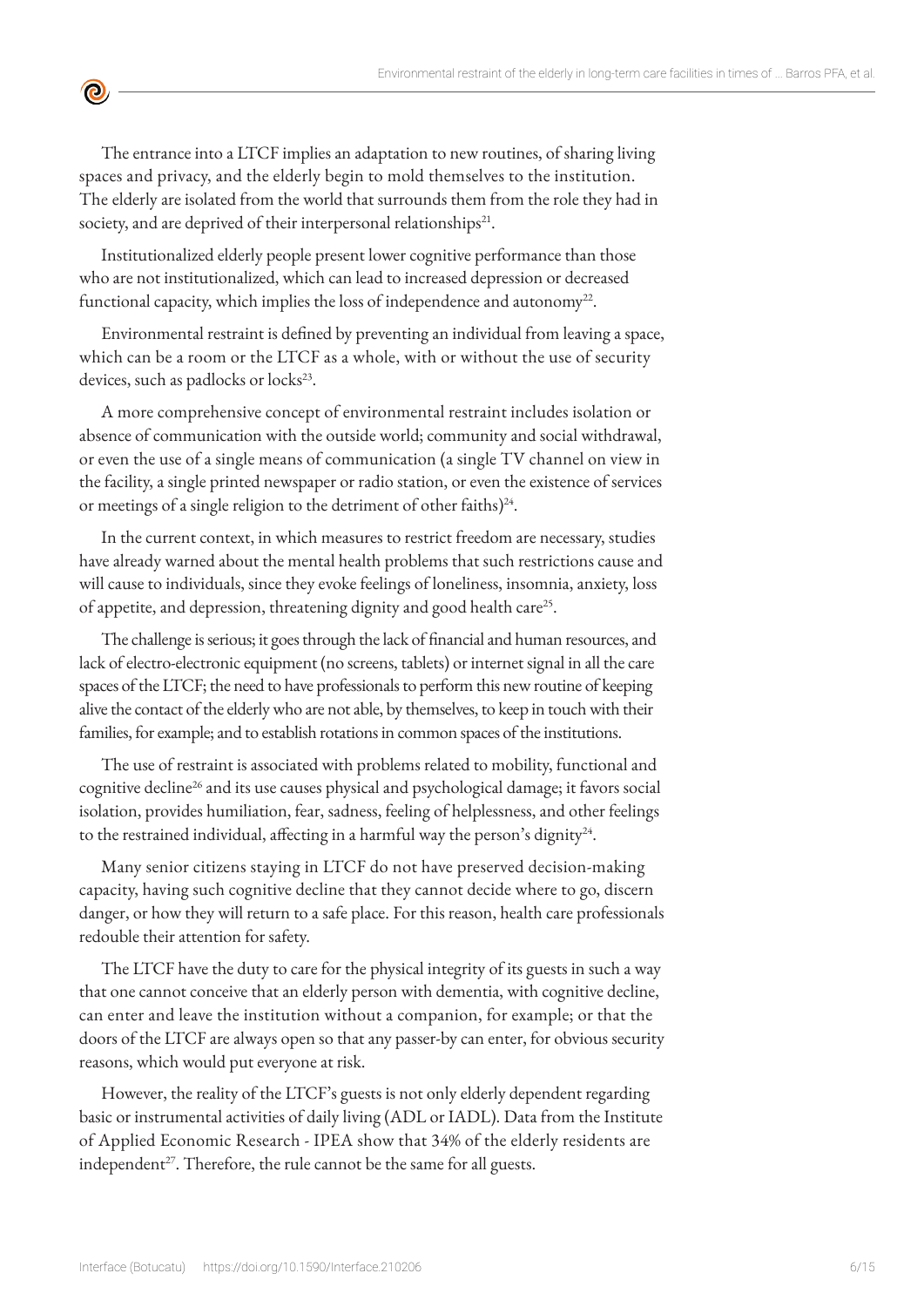The entrance into a LTCF implies an adaptation to new routines, of sharing living spaces and privacy, and the elderly begin to mold themselves to the institution. The elderly are isolated from the world that surrounds them from the role they had in society, and are deprived of their interpersonal relationships[21].

Institutionalized elderly people present lower cognitive performance than those who are not institutionalized, which can lead to increased depression or decreased functional capacity, which implies the loss of independence and autonomy[22].

Environmental restraint is defined by preventing an individual from leaving a space, which can be a room or the LTCF as a whole, with or without the use of security devices, such as padlocks or locks[23].

A more comprehensive concept of environmental restraint includes isolation or absence of communication with the outside world; community and social withdrawal, or even the use of a single means of communication (a single TV channel on view in the facility, a single printed newspaper or radio station, or even the existence of services or meetings of a single religion to the detriment of other faiths)[24].

In the current context, in which measures to restrict freedom are necessary, studies have already warned about the mental health problems that such restrictions cause and will cause to individuals, since they evoke feelings of loneliness, insomnia, anxiety, loss of appetite, and depression, threatening dignity and good health care[25].

The challenge is serious; it goes through the lack of financial and human resources, and lack of electro-electronic equipment (no screens, tablets) or internet signal in all the care spaces of the LTCF; the need to have professionals to perform this new routine of keeping alive the contact of the elderly who are not able, by themselves, to keep in touch with their families, for example; and to establish rotations in common spaces of the institutions.

The use of restraint is associated with problems related to mobility, functional and cognitive decline[26] and its use causes physical and psychological damage; it favors social isolation, provides humiliation, fear, sadness, feeling of helplessness, and other feelings to the restrained individual, affecting in a harmful way the person's dignity[24].

Many senior citizens staying in LTCF do not have preserved decision-making capacity, having such cognitive decline that they cannot decide where to go, discern danger, or how they will return to a safe place. For this reason, health care professionals redouble their attention for safety.

The LTCF have the duty to care for the physical integrity of its guests in such a way that one cannot conceive that an elderly person with dementia, with cognitive decline, can enter and leave the institution without a companion, for example; or that the doors of the LTCF are always open so that any passer-by can enter, for obvious security reasons, which would put everyone at risk.

However, the reality of the LTCF's guests is not only elderly dependent regarding basic or instrumental activities of daily living (ADL or IADL). Data from the Institute of Applied Economic Research - IPEA show that 34% of the elderly residents are independent[27]. Therefore, the rule cannot be the same for all guests.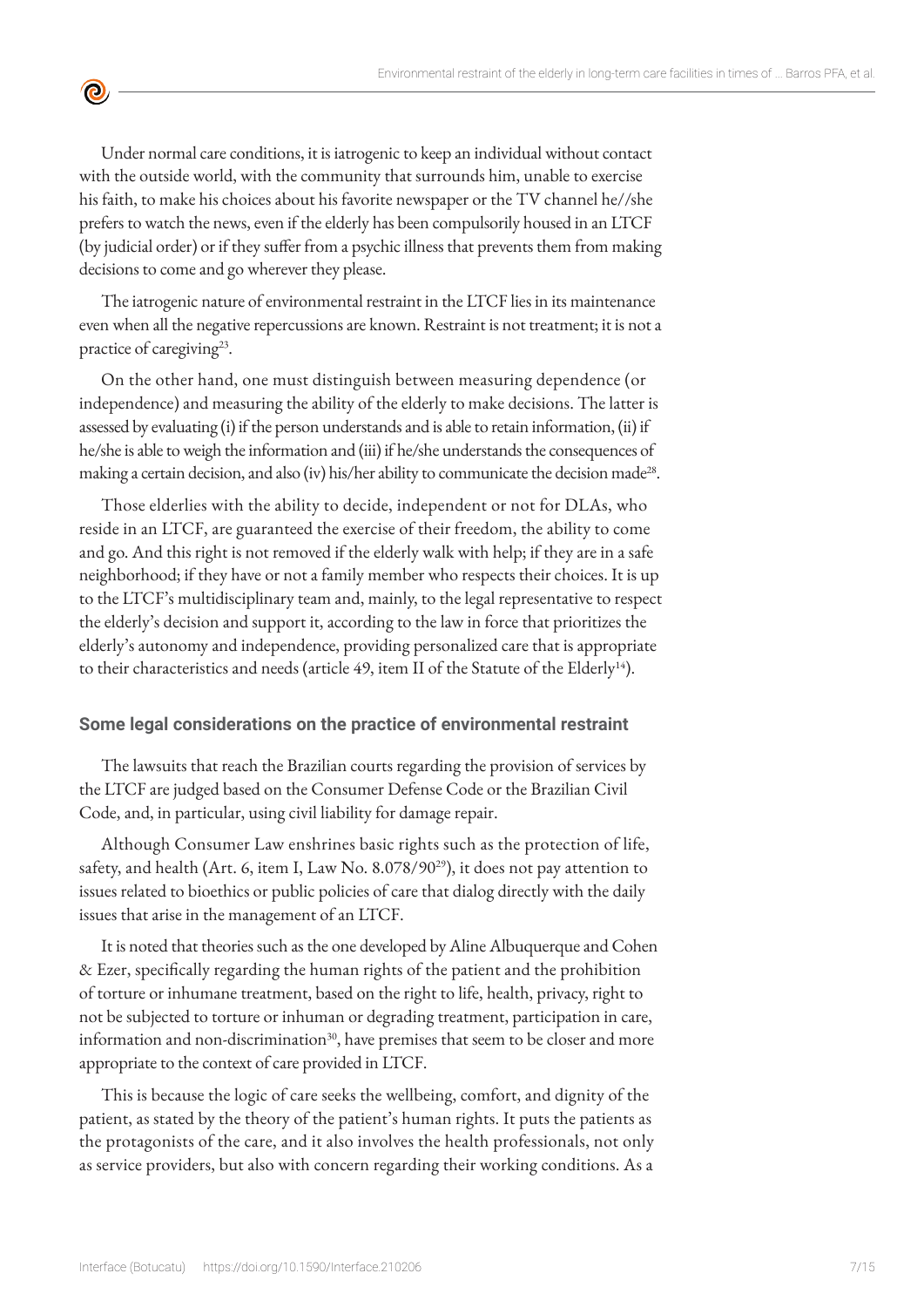Under normal care conditions, it is iatrogenic to keep an individual without contact with the outside world, with the community that surrounds him, unable to exercise his faith, to make his choices about his favorite newspaper or the TV channel he//she prefers to watch the news, even if the elderly has been compulsorily housed in an LTCF (by judicial order) or if they suffer from a psychic illness that prevents them from making decisions to come and go wherever they please.

The iatrogenic nature of environmental restraint in the LTCF lies in its maintenance even when all the negative repercussions are known. Restraint is not treatment; it is not a practice of caregiving[23].

On the other hand, one must distinguish between measuring dependence (or independence) and measuring the ability of the elderly to make decisions. The latter is assessed by evaluating (i) if the person understands and is able to retain information, (ii) if he/she is able to weigh the information and (iii) if he/she understands the consequences of making a certain decision, and also (iv) his/her ability to communicate the decision made[28].

Those elderlies with the ability to decide, independent or not for DLAs, who reside in an LTCF, are guaranteed the exercise of their freedom, the ability to come and go. And this right is not removed if the elderly walk with help; if they are in a safe neighborhood; if they have or not a family member who respects their choices. It is up to the LTCF's multidisciplinary team and, mainly, to the legal representative to respect the elderly's decision and support it, according to the law in force that prioritizes the elderly's autonomy and independence, providing personalized care that is appropriate to their characteristics and needs (article 49, item II of the Statute of the Elderly[14]).

## Some legal considerations on the practice of environmental restraint

The lawsuits that reach the Brazilian courts regarding the provision of services by the LTCF are judged based on the Consumer Defense Code or the Brazilian Civil Code, and, in particular, using civil liability for damage repair.

Although Consumer Law enshrines basic rights such as the protection of life, safety, and health (Art. 6, item I, Law No. 8.078/90[29]), it does not pay attention to issues related to bioethics or public policies of care that dialog directly with the daily issues that arise in the management of an LTCF.

It is noted that theories such as the one developed by Aline Albuquerque and Cohen & Ezer, specifically regarding the human rights of the patient and the prohibition of torture or inhumane treatment, based on the right to life, health, privacy, right to not be subjected to torture or inhuman or degrading treatment, participation in care, information and non-discrimination[30], have premises that seem to be closer and more appropriate to the context of care provided in LTCF.

This is because the logic of care seeks the wellbeing, comfort, and dignity of the patient, as stated by the theory of the patient's human rights. It puts the patients as the protagonists of the care, and it also involves the health professionals, not only as service providers, but also with concern regarding their working conditions. As a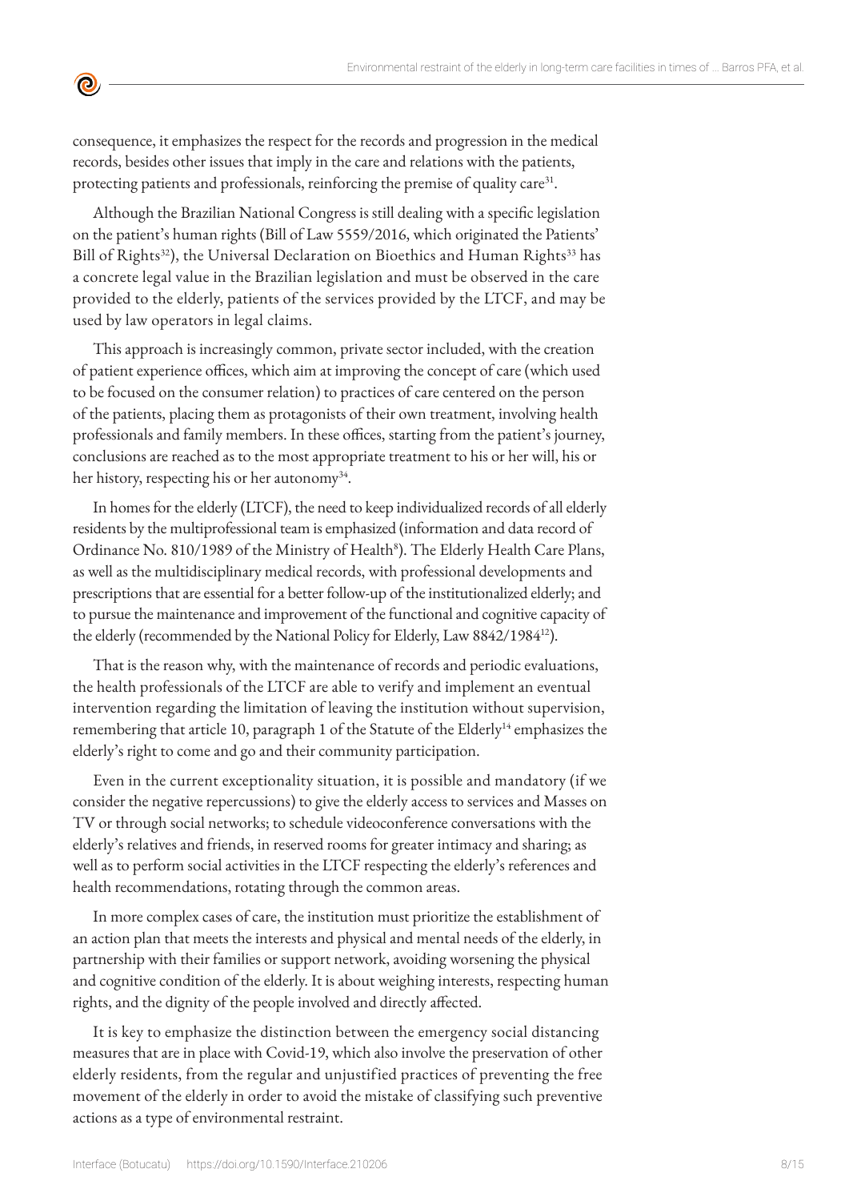consequence, it emphasizes the respect for the records and progression in the medical records, besides other issues that imply in the care and relations with the patients, protecting patients and professionals, reinforcing the premise of quality care[31].

Although the Brazilian National Congress is still dealing with a specific legislation on the patient's human rights (Bill of Law 5559/2016, which originated the Patients' Bill of Rights[32]), the Universal Declaration on Bioethics and Human Rights[33] has a concrete legal value in the Brazilian legislation and must be observed in the care provided to the elderly, patients of the services provided by the LTCF, and may be used by law operators in legal claims.

This approach is increasingly common, private sector included, with the creation of patient experience offices, which aim at improving the concept of care (which used to be focused on the consumer relation) to practices of care centered on the person of the patients, placing them as protagonists of their own treatment, involving health professionals and family members. In these offices, starting from the patient's journey, conclusions are reached as to the most appropriate treatment to his or her will, his or her history, respecting his or her autonomy[34].

In homes for the elderly (LTCF), the need to keep individualized records of all elderly residents by the multiprofessional team is emphasized (information and data record of Ordinance No. 810/1989 of the Ministry of Health[8]). The Elderly Health Care Plans, as well as the multidisciplinary medical records, with professional developments and prescriptions that are essential for a better follow-up of the institutionalized elderly; and to pursue the maintenance and improvement of the functional and cognitive capacity of the elderly (recommended by the National Policy for Elderly, Law 8842/1984[12]).

That is the reason why, with the maintenance of records and periodic evaluations, the health professionals of the LTCF are able to verify and implement an eventual intervention regarding the limitation of leaving the institution without supervision, remembering that article 10, paragraph 1 of the Statute of the Elderly[14] emphasizes the elderly's right to come and go and their community participation.

Even in the current exceptionality situation, it is possible and mandatory (if we consider the negative repercussions) to give the elderly access to services and Masses on TV or through social networks; to schedule videoconference conversations with the elderly's relatives and friends, in reserved rooms for greater intimacy and sharing; as well as to perform social activities in the LTCF respecting the elderly's references and health recommendations, rotating through the common areas.

In more complex cases of care, the institution must prioritize the establishment of an action plan that meets the interests and physical and mental needs of the elderly, in partnership with their families or support network, avoiding worsening the physical and cognitive condition of the elderly. It is about weighing interests, respecting human rights, and the dignity of the people involved and directly affected.

It is key to emphasize the distinction between the emergency social distancing measures that are in place with Covid-19, which also involve the preservation of other elderly residents, from the regular and unjustified practices of preventing the free movement of the elderly in order to avoid the mistake of classifying such preventive actions as a type of environmental restraint.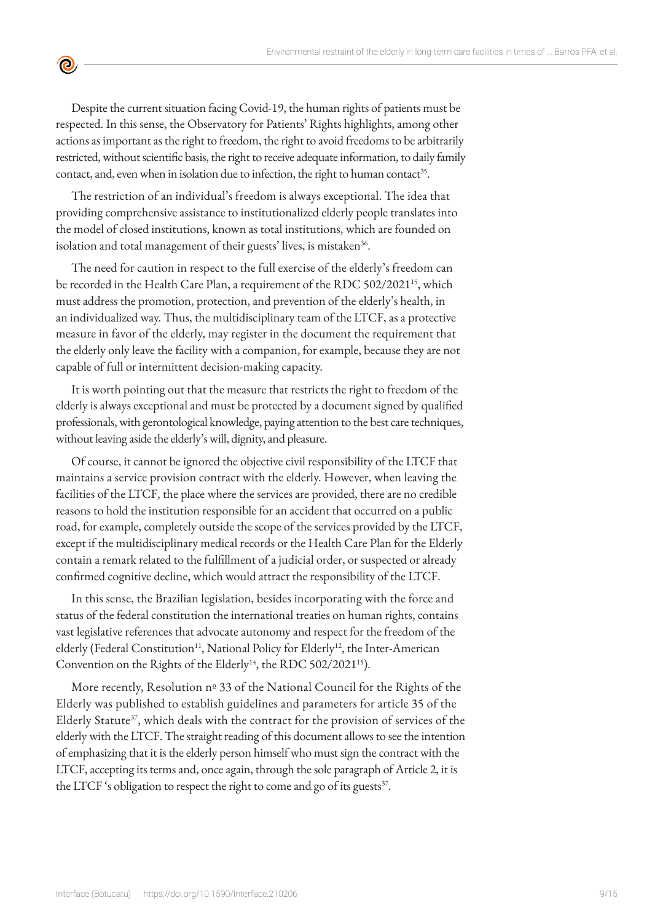Despite the current situation facing Covid-19, the human rights of patients must be respected. In this sense, the Observatory for Patients' Rights highlights, among other actions as important as the right to freedom, the right to avoid freedoms to be arbitrarily restricted, without scientific basis, the right to receive adequate information, to daily family contact, and, even when in isolation due to infection, the right to human contact[35].

The restriction of an individual's freedom is always exceptional. The idea that providing comprehensive assistance to institutionalized elderly people translates into the model of closed institutions, known as total institutions, which are founded on isolation and total management of their guests' lives, is mistaken[36].

The need for caution in respect to the full exercise of the elderly's freedom can be recorded in the Health Care Plan, a requirement of the RDC 502/2021[15], which must address the promotion, protection, and prevention of the elderly's health, in an individualized way. Thus, the multidisciplinary team of the LTCF, as a protective measure in favor of the elderly, may register in the document the requirement that the elderly only leave the facility with a companion, for example, because they are not capable of full or intermittent decision-making capacity.

It is worth pointing out that the measure that restricts the right to freedom of the elderly is always exceptional and must be protected by a document signed by qualified professionals, with gerontological knowledge, paying attention to the best care techniques, without leaving aside the elderly's will, dignity, and pleasure.

Of course, it cannot be ignored the objective civil responsibility of the LTCF that maintains a service provision contract with the elderly. However, when leaving the facilities of the LTCF, the place where the services are provided, there are no credible reasons to hold the institution responsible for an accident that occurred on a public road, for example, completely outside the scope of the services provided by the LTCF, except if the multidisciplinary medical records or the Health Care Plan for the Elderly contain a remark related to the fulfillment of a judicial order, or suspected or already confirmed cognitive decline, which would attract the responsibility of the LTCF.

In this sense, the Brazilian legislation, besides incorporating with the force and status of the federal constitution the international treaties on human rights, contains vast legislative references that advocate autonomy and respect for the freedom of the elderly (Federal Constitution[11], National Policy for Elderly[12], the Inter-American Convention on the Rights of the Elderly[14], the RDC 502/2021[15]).

More recently, Resolution nº 33 of the National Council for the Rights of the Elderly was published to establish guidelines and parameters for article 35 of the Elderly Statute[37], which deals with the contract for the provision of services of the elderly with the LTCF. The straight reading of this document allows to see the intention of emphasizing that it is the elderly person himself who must sign the contract with the LTCF, accepting its terms and, once again, through the sole paragraph of Article 2, it is the LTCF 's obligation to respect the right to come and go of its guests[37].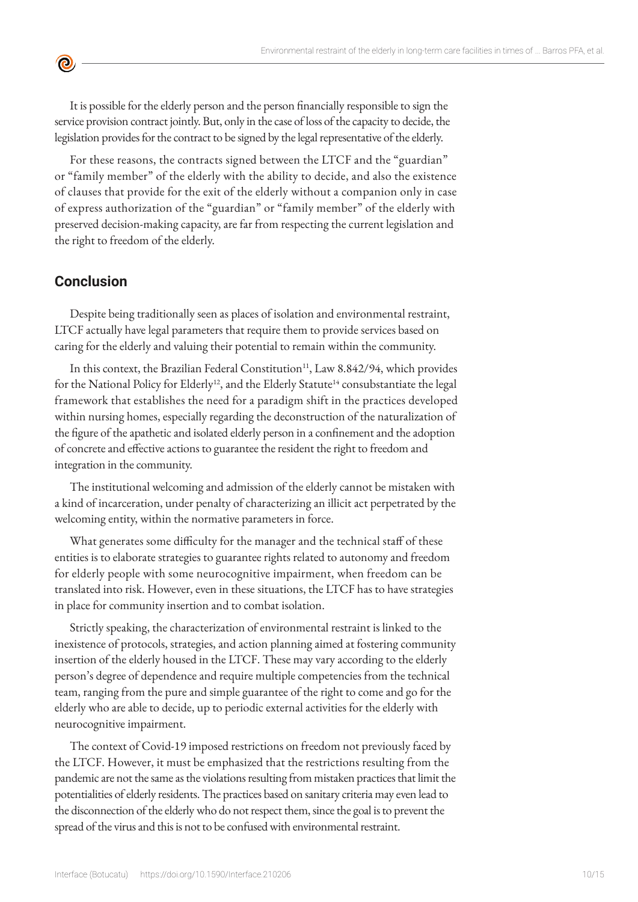It is possible for the elderly person and the person financially responsible to sign the service provision contract jointly. But, only in the case of loss of the capacity to decide, the legislation provides for the contract to be signed by the legal representative of the elderly.

For these reasons, the contracts signed between the LTCF and the "guardian" or "family member" of the elderly with the ability to decide, and also the existence of clauses that provide for the exit of the elderly without a companion only in case of express authorization of the "guardian" or "family member" of the elderly with preserved decision-making capacity, are far from respecting the current legislation and the right to freedom of the elderly.

## Conclusion

Despite being traditionally seen as places of isolation and environmental restraint, LTCF actually have legal parameters that require them to provide services based on caring for the elderly and valuing their potential to remain within the community.

In this context, the Brazilian Federal Constitution[11], Law 8.842/94, which provides for the National Policy for Elderly[12], and the Elderly Statute[14] consubstantiate the legal framework that establishes the need for a paradigm shift in the practices developed within nursing homes, especially regarding the deconstruction of the naturalization of the figure of the apathetic and isolated elderly person in a confinement and the adoption of concrete and effective actions to guarantee the resident the right to freedom and integration in the community.

The institutional welcoming and admission of the elderly cannot be mistaken with a kind of incarceration, under penalty of characterizing an illicit act perpetrated by the welcoming entity, within the normative parameters in force.

What generates some difficulty for the manager and the technical staff of these entities is to elaborate strategies to guarantee rights related to autonomy and freedom for elderly people with some neurocognitive impairment, when freedom can be translated into risk. However, even in these situations, the LTCF has to have strategies in place for community insertion and to combat isolation.

Strictly speaking, the characterization of environmental restraint is linked to the inexistence of protocols, strategies, and action planning aimed at fostering community insertion of the elderly housed in the LTCF. These may vary according to the elderly person's degree of dependence and require multiple competencies from the technical team, ranging from the pure and simple guarantee of the right to come and go for the elderly who are able to decide, up to periodic external activities for the elderly with neurocognitive impairment.

The context of Covid-19 imposed restrictions on freedom not previously faced by the LTCF. However, it must be emphasized that the restrictions resulting from the pandemic are not the same as the violations resulting from mistaken practices that limit the potentialities of elderly residents. The practices based on sanitary criteria may even lead to the disconnection of the elderly who do not respect them, since the goal is to prevent the spread of the virus and this is not to be confused with environmental restraint.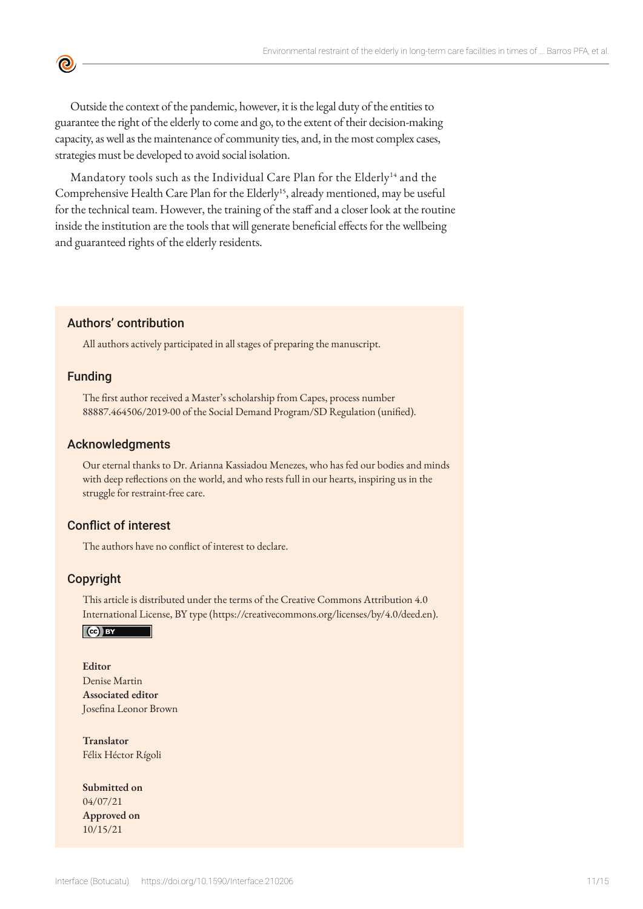Outside the context of the pandemic, however, it is the legal duty of the entities to guarantee the right of the elderly to come and go, to the extent of their decision-making capacity, as well as the maintenance of community ties, and, in the most complex cases, strategies must be developed to avoid social isolation.

Mandatory tools such as the Individual Care Plan for the Elderly[14] and the Comprehensive Health Care Plan for the Elderly[15], already mentioned, may be useful for the technical team. However, the training of the staff and a closer look at the routine inside the institution are the tools that will generate beneficial effects for the wellbeing and guaranteed rights of the elderly residents.

## Authors' contribution

All authors actively participated in all stages of preparing the manuscript.

## Funding

The first author received a Master's scholarship from Capes, process number 88887.464506/2019-00 of the Social Demand Program/SD Regulation (unified).

## Acknowledgments

Our eternal thanks to Dr. Arianna Kassiadou Menezes, who has fed our bodies and minds with deep reflections on the world, and who rests full in our hearts, inspiring us in the struggle for restraint-free care.

## Conflict of interest

The authors have no conflict of interest to declare.

## Copyright

This article is distributed under the terms of the Creative Commons Attribution 4.0 International License, BY type (https://creativecommons.org/licenses/by/4.0/deed.en).

**Editor**
Denise Martin
**Associated editor**
Josefina Leonor Brown

**Translator**
Félix Héctor Rígoli

**Submitted on**
04/07/21
**Approved on**
10/15/21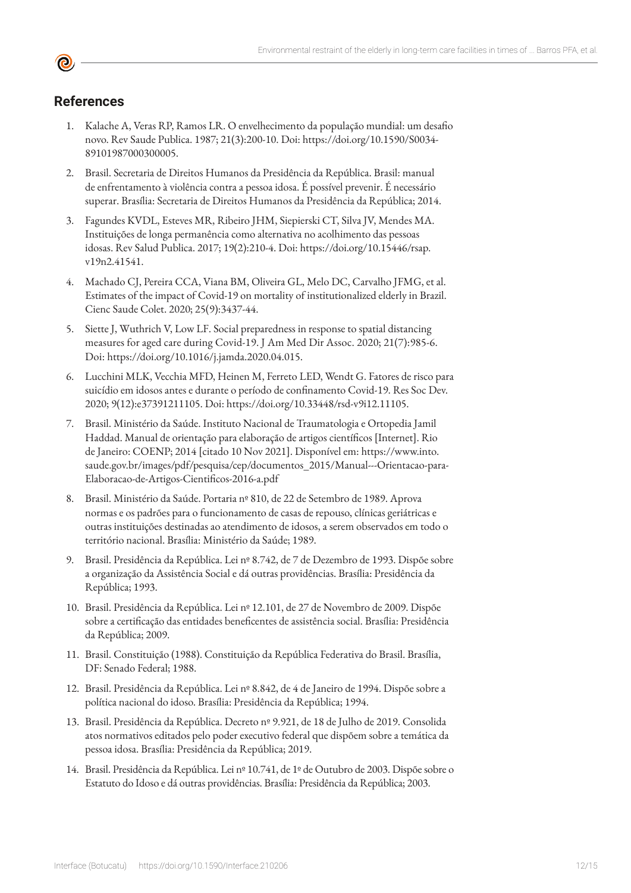## References

1. Kalache A, Veras RP, Ramos LR. O envelhecimento da população mundial: um desafio novo. Rev Saude Publica. 1987; 21(3):200-10. Doi: https://doi.org/10.1590/S0034-89101987000300005.

2. Brasil. Secretaria de Direitos Humanos da Presidência da República. Brasil: manual de enfrentamento à violência contra a pessoa idosa. É possível prevenir. É necessário superar. Brasília: Secretaria de Direitos Humanos da Presidência da República; 2014.

3. Fagundes KVDL, Esteves MR, Ribeiro JHM, Siepierski CT, Silva JV, Mendes MA. Instituições de longa permanência como alternativa no acolhimento das pessoas idosas. Rev Salud Publica. 2017; 19(2):210-4. Doi: https://doi.org/10.15446/rsap.v19n2.41541.

4. Machado CJ, Pereira CCA, Viana BM, Oliveira GL, Melo DC, Carvalho JFMG, et al. Estimates of the impact of Covid-19 on mortality of institutionalized elderly in Brazil. Cienc Saude Colet. 2020; 25(9):3437-44.

5. Siette J, Wuthrich V, Low LF. Social preparedness in response to spatial distancing measures for aged care during Covid-19. J Am Med Dir Assoc. 2020; 21(7):985-6. Doi: https://doi.org/10.1016/j.jamda.2020.04.015.

6. Lucchini MLK, Vecchia MFD, Heinen M, Ferreto LED, Wendt G. Fatores de risco para suicídio em idosos antes e durante o período de confinamento Covid-19. Res Soc Dev. 2020; 9(12):e37391211105. Doi: https://doi.org/10.33448/rsd-v9i12.11105.

7. Brasil. Ministério da Saúde. Instituto Nacional de Traumatologia e Ortopedia Jamil Haddad. Manual de orientação para elaboração de artigos científicos [Internet]. Rio de Janeiro: COENP; 2014 [citado 10 Nov 2021]. Disponível em: https://www.into.saude.gov.br/images/pdf/pesquisa/cep/documentos_2015/Manual---Orientacao-para-Elaboracao-de-Artigos-Cientificos-2016-a.pdf

8. Brasil. Ministério da Saúde. Portaria nº 810, de 22 de Setembro de 1989. Aprova normas e os padrões para o funcionamento de casas de repouso, clínicas geriátricas e outras instituições destinadas ao atendimento de idosos, a serem observados em todo o território nacional. Brasília: Ministério da Saúde; 1989.

9. Brasil. Presidência da República. Lei nº 8.742, de 7 de Dezembro de 1993. Dispõe sobre a organização da Assistência Social e dá outras providências. Brasília: Presidência da República; 1993.

10. Brasil. Presidência da República. Lei nº 12.101, de 27 de Novembro de 2009. Dispõe sobre a certificação das entidades beneficentes de assistência social. Brasília: Presidência da República; 2009.

11. Brasil. Constituição (1988). Constituição da República Federativa do Brasil. Brasília, DF: Senado Federal; 1988.

12. Brasil. Presidência da República. Lei nº 8.842, de 4 de Janeiro de 1994. Dispõe sobre a política nacional do idoso. Brasília: Presidência da República; 1994.

13. Brasil. Presidência da República. Decreto nº 9.921, de 18 de Julho de 2019. Consolida atos normativos editados pelo poder executivo federal que dispõem sobre a temática da pessoa idosa. Brasília: Presidência da República; 2019.

14. Brasil. Presidência da República. Lei nº 10.741, de 1º de Outubro de 2003. Dispõe sobre o Estatuto do Idoso e dá outras providências. Brasília: Presidência da República; 2003.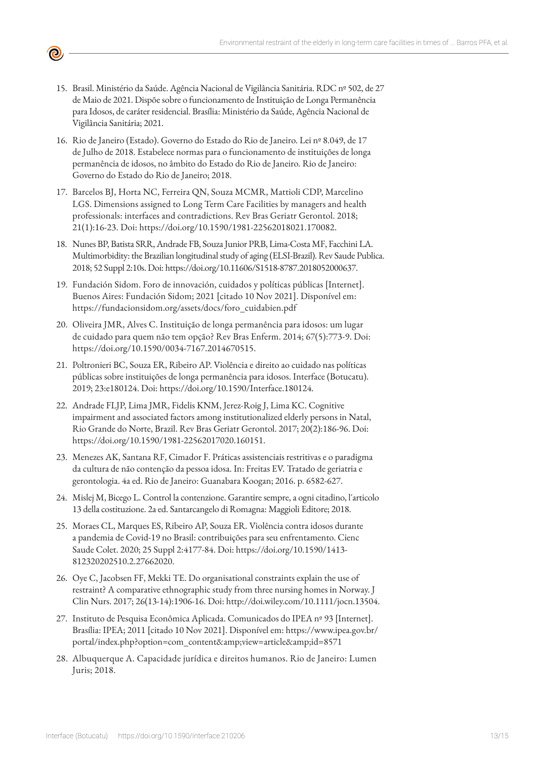15. Brasil. Ministério da Saúde. Agência Nacional de Vigilância Sanitária. RDC nº 502, de 27 de Maio de 2021. Dispõe sobre o funcionamento de Instituição de Longa Permanência para Idosos, de caráter residencial. Brasília: Ministério da Saúde, Agência Nacional de Vigilância Sanitária; 2021.

16. Rio de Janeiro (Estado). Governo do Estado do Rio de Janeiro. Lei nº 8.049, de 17 de Julho de 2018. Estabelece normas para o funcionamento de instituições de longa permanência de idosos, no âmbito do Estado do Rio de Janeiro. Rio de Janeiro: Governo do Estado do Rio de Janeiro; 2018.

17. Barcelos BJ, Horta NC, Ferreira QN, Souza MCMR, Mattioli CDP, Marcelino LGS. Dimensions assigned to Long Term Care Facilities by managers and health professionals: interfaces and contradictions. Rev Bras Geriatr Gerontol. 2018; 21(1):16-23. Doi: https://doi.org/10.1590/1981-22562018021.170082.

18. Nunes BP, Batista SRR, Andrade FB, Souza Junior PRB, Lima-Costa MF, Facchini LA. Multimorbidity: the Brazilian longitudinal study of aging (ELSI-Brazil). Rev Saude Publica. 2018; 52 Suppl 2:10s. Doi: https://doi.org/10.11606/S1518-8787.2018052000637.

19. Fundación Sidom. Foro de innovación, cuidados y políticas públicas [Internet]. Buenos Aires: Fundación Sidom; 2021 [citado 10 Nov 2021]. Disponível em: https://fundacionsidom.org/assets/docs/foro_cuidabien.pdf

20. Oliveira JMR, Alves C. Instituição de longa permanência para idosos: um lugar de cuidado para quem não tem opção? Rev Bras Enferm. 2014; 67(5):773-9. Doi: https://doi.org/10.1590/0034-7167.2014670515.

21. Poltronieri BC, Souza ER, Ribeiro AP. Violência e direito ao cuidado nas políticas públicas sobre instituições de longa permanência para idosos. Interface (Botucatu). 2019; 23:e180124. Doi: https://doi.org/10.1590/Interface.180124.

22. Andrade FLJP, Lima JMR, Fidelis KNM, Jerez-Roig J, Lima KC. Cognitive impairment and associated factors among institutionalized elderly persons in Natal, Rio Grande do Norte, Brazil. Rev Bras Geriatr Gerontol. 2017; 20(2):186-96. Doi: https://doi.org/10.1590/1981-22562017020.160151.

23. Menezes AK, Santana RF, Cimador F. Práticas assistenciais restritivas e o paradigma da cultura de não contenção da pessoa idosa. In: Freitas EV. Tratado de geriatria e gerontologia. 4a ed. Rio de Janeiro: Guanabara Koogan; 2016. p. 6582-627.

24. Mislej M, Bicego L. Control la contenzione. Garantire sempre, a ogni citadino, l'articolo 13 della costituzione. 2a ed. Santarcangelo di Romagna: Maggioli Editore; 2018.

25. Moraes CL, Marques ES, Ribeiro AP, Souza ER. Violência contra idosos durante a pandemia de Covid-19 no Brasil: contribuições para seu enfrentamento. Cienc Saude Colet. 2020; 25 Suppl 2:4177-84. Doi: https://doi.org/10.1590/1413-812320202510.2.27662020.

26. Oye C, Jacobsen FF, Mekki TE. Do organisational constraints explain the use of restraint? A comparative ethnographic study from three nursing homes in Norway. J Clin Nurs. 2017; 26(13-14):1906-16. Doi: http://doi.wiley.com/10.1111/jocn.13504.

27. Instituto de Pesquisa Econômica Aplicada. Comunicados do IPEA nº 93 [Internet]. Brasília: IPEA; 2011 [citado 10 Nov 2021]. Disponível em: https://www.ipea.gov.br/portal/index.php?option=com_content&amp;view=article&amp;id=8571

28. Albuquerque A. Capacidade jurídica e direitos humanos. Rio de Janeiro: Lumen Juris; 2018.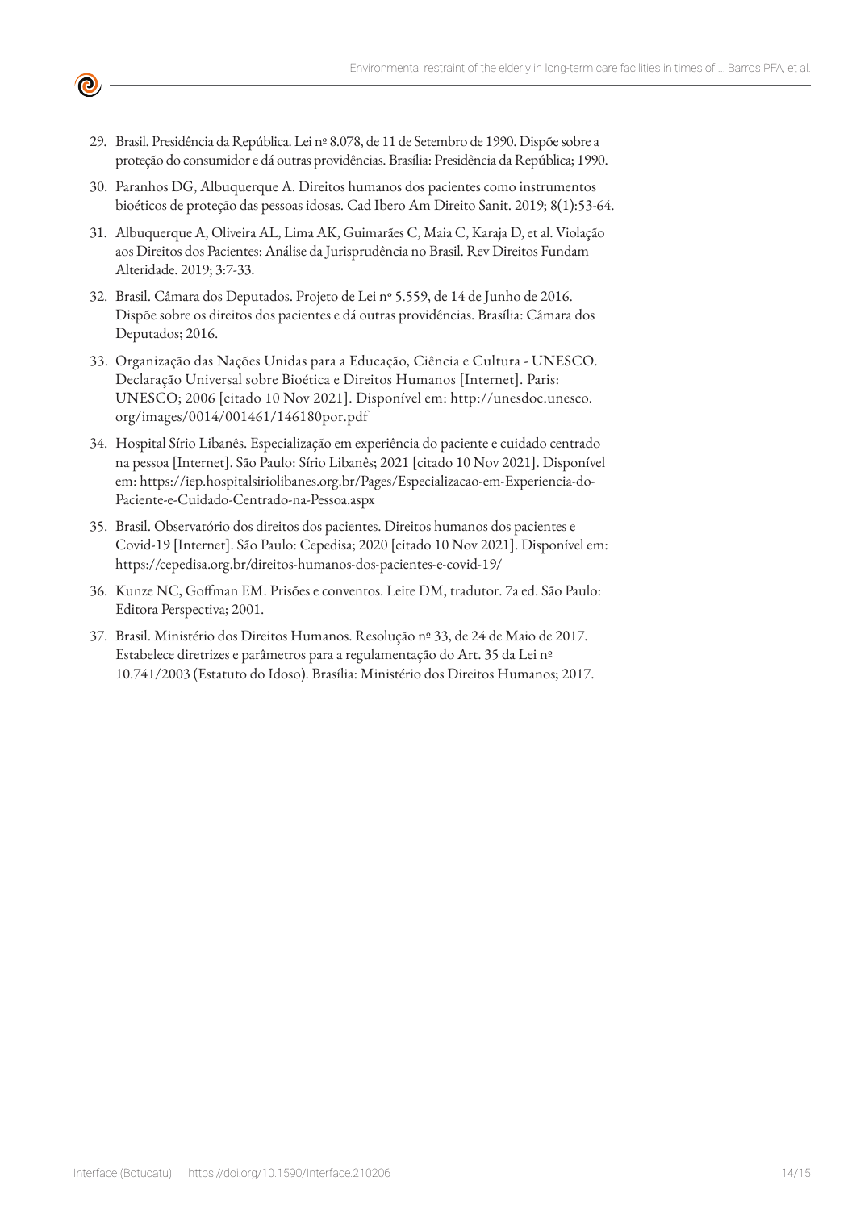29. Brasil. Presidência da República. Lei nº 8.078, de 11 de Setembro de 1990. Dispõe sobre a proteção do consumidor e dá outras providências. Brasília: Presidência da República; 1990.

30. Paranhos DG, Albuquerque A. Direitos humanos dos pacientes como instrumentos bioéticos de proteção das pessoas idosas. Cad Ibero Am Direito Sanit. 2019; 8(1):53-64.

31. Albuquerque A, Oliveira AL, Lima AK, Guimarães C, Maia C, Karaja D, et al. Violação aos Direitos dos Pacientes: Análise da Jurisprudência no Brasil. Rev Direitos Fundam Alteridade. 2019; 3:7-33.

32. Brasil. Câmara dos Deputados. Projeto de Lei nº 5.559, de 14 de Junho de 2016. Dispõe sobre os direitos dos pacientes e dá outras providências. Brasília: Câmara dos Deputados; 2016.

33. Organização das Nações Unidas para a Educação, Ciência e Cultura - UNESCO. Declaração Universal sobre Bioética e Direitos Humanos [Internet]. Paris: UNESCO; 2006 [citado 10 Nov 2021]. Disponível em: http://unesdoc.unesco.org/images/0014/001461/146180por.pdf

34. Hospital Sírio Libanês. Especialização em experiência do paciente e cuidado centrado na pessoa [Internet]. São Paulo: Sírio Libanês; 2021 [citado 10 Nov 2021]. Disponível em: https://iep.hospitalsiriolibanes.org.br/Pages/Especializacao-em-Experiencia-do-Paciente-e-Cuidado-Centrado-na-Pessoa.aspx

35. Brasil. Observatório dos direitos dos pacientes. Direitos humanos dos pacientes e Covid-19 [Internet]. São Paulo: Cepedisa; 2020 [citado 10 Nov 2021]. Disponível em: https://cepedisa.org.br/direitos-humanos-dos-pacientes-e-covid-19/

36. Kunze NC, Goffman EM. Prisões e conventos. Leite DM, tradutor. 7a ed. São Paulo: Editora Perspectiva; 2001.

37. Brasil. Ministério dos Direitos Humanos. Resolução nº 33, de 24 de Maio de 2017. Estabelece diretrizes e parâmetros para a regulamentação do Art. 35 da Lei nº 10.741/2003 (Estatuto do Idoso). Brasília: Ministério dos Direitos Humanos; 2017.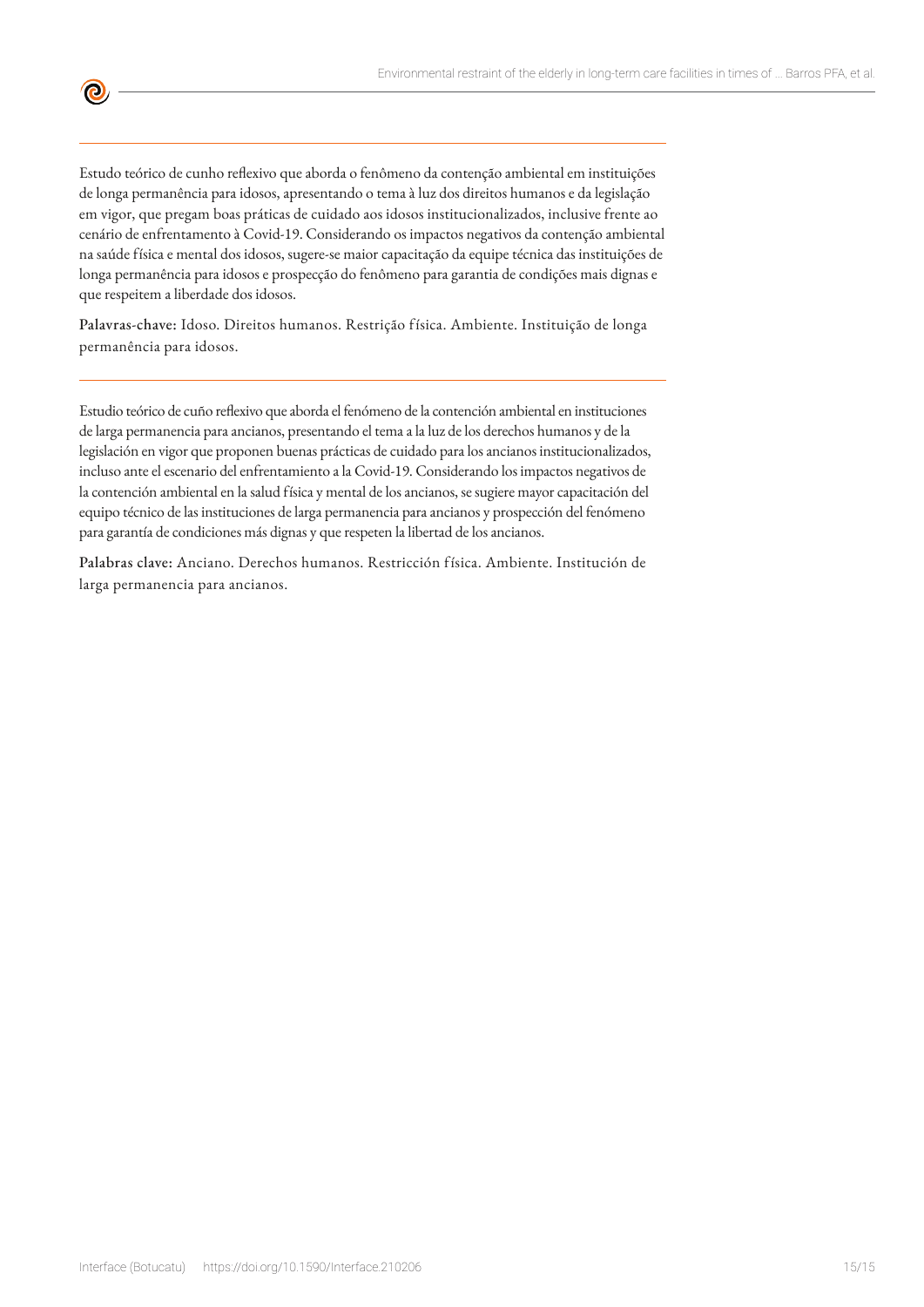Estudo teórico de cunho reflexivo que aborda o fenômeno da contenção ambiental em instituições de longa permanência para idosos, apresentando o tema à luz dos direitos humanos e da legislação em vigor, que pregam boas práticas de cuidado aos idosos institucionalizados, inclusive frente ao cenário de enfrentamento à Covid-19. Considerando os impactos negativos da contenção ambiental na saúde física e mental dos idosos, sugere-se maior capacitação da equipe técnica das instituições de longa permanência para idosos e prospecção do fenômeno para garantia de condições mais dignas e que respeitem a liberdade dos idosos.

**Palavras-chave:** Idoso. Direitos humanos. Restrição física. Ambiente. Instituição de longa permanência para idosos.

---

Estudio teórico de cuño reflexivo que aborda el fenómeno de la contención ambiental en instituciones de larga permanencia para ancianos, presentando el tema a la luz de los derechos humanos y de la legislación en vigor que proponen buenas prácticas de cuidado para los ancianos institucionalizados, incluso ante el escenario del enfrentamiento a la Covid-19. Considerando los impactos negativos de la contención ambiental en la salud física y mental de los ancianos, se sugiere mayor capacitación del equipo técnico de las instituciones de larga permanencia para ancianos y prospección del fenómeno para garantía de condiciones más dignas y que respeten la libertad de los ancianos.

**Palabras clave:** Anciano. Derechos humanos. Restricción física. Ambiente. Institución de larga permanencia para ancianos.